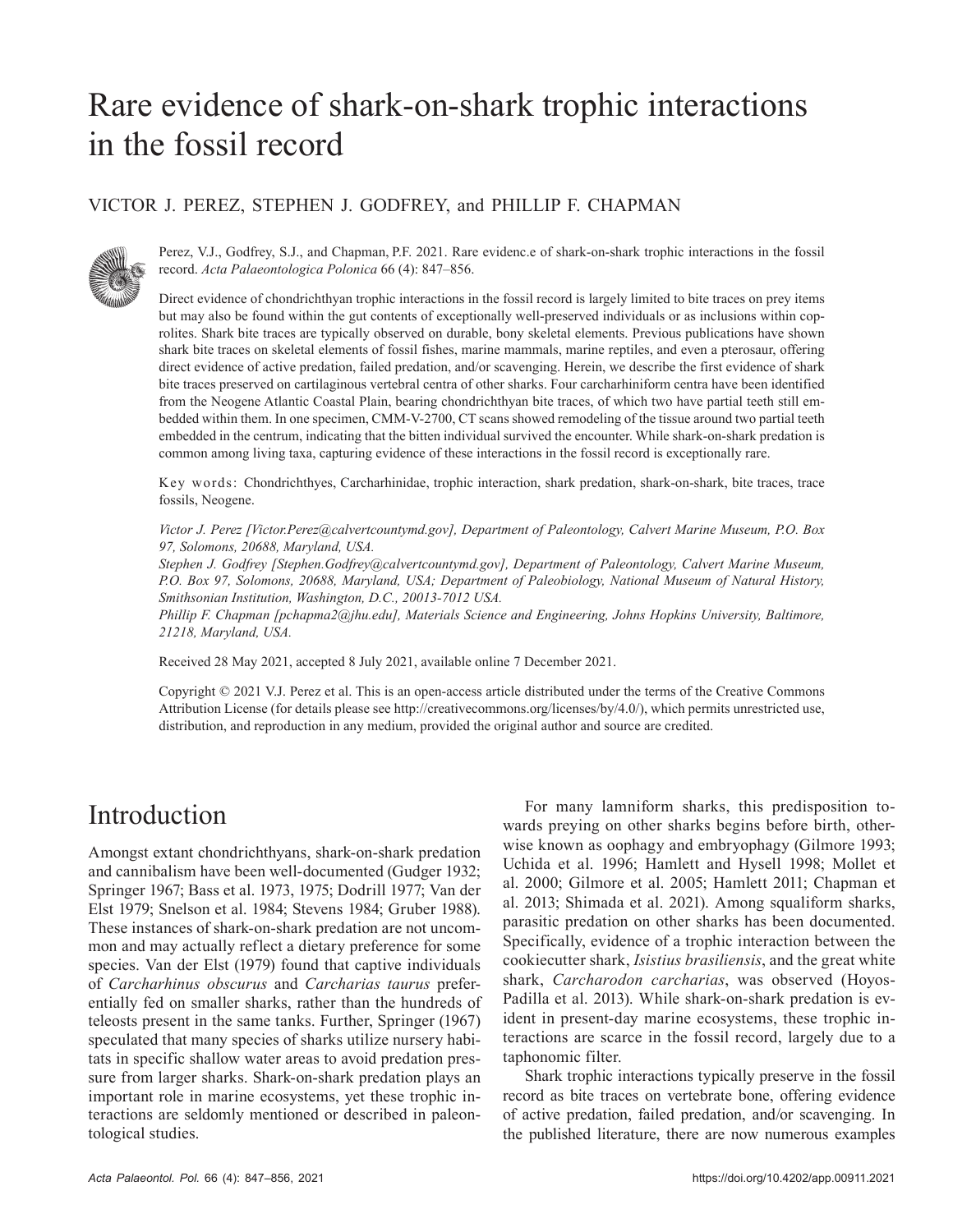# Rare evidence of shark-on-shark trophic interactions in the fossil record

VICTOR J. PEREZ, STEPHEN J. GODFREY, and PHILLIP F. CHAPMAN

Perez, V.J., Godfrey, S.J., and Chapman, P.F. 2021. Rare evidenc.e of shark-on-shark trophic interactions in the fossil record. *Acta Palaeontologica Polonica* 66 (4): 847–856.

Direct evidence of chondrichthyan trophic interactions in the fossil record is largely limited to bite traces on prey items but may also be found within the gut contents of exceptionally well-preserved individuals or as inclusions within coprolites. Shark bite traces are typically observed on durable, bony skeletal elements. Previous publications have shown shark bite traces on skeletal elements of fossil fishes, marine mammals, marine reptiles, and even a pterosaur, offering direct evidence of active predation, failed predation, and/or scavenging. Herein, we describe the first evidence of shark bite traces preserved on cartilaginous vertebral centra of other sharks. Four carcharhiniform centra have been identified from the Neogene Atlantic Coastal Plain, bearing chondrichthyan bite traces, of which two have partial teeth still embedded within them. In one specimen, CMM-V-2700, CT scans showed remodeling of the tissue around two partial teeth embedded in the centrum, indicating that the bitten individual survived the encounter. While shark-on-shark predation is common among living taxa, capturing evidence of these interactions in the fossil record is exceptionally rare.

Key words: Chondrichthyes, Carcharhinidae, trophic interaction, shark predation, shark-on-shark, bite traces, trace fossils, Neogene.

*Victor J. Perez [Victor.Perez@calvertcountymd.gov], Department of Paleontology, Calvert Marine Museum, P.O. Box 97, Solomons, 20688, Maryland, USA.*
*Stephen J. Godfrey [Stephen.Godfrey@calvertcountymd.gov], Department of Paleontology, Calvert Marine Museum, P.O. Box 97, Solomons, 20688, Maryland, USA; Department of Paleobiology, National Museum of Natural History, Smithsonian Institution, Washington, D.C., 20013-7012 USA.*
*Phillip F. Chapman [pchapma2@jhu.edu], Materials Science and Engineering, Johns Hopkins University, Baltimore, 21218, Maryland, USA.*

Received 28 May 2021, accepted 8 July 2021, available online 7 December 2021.

Copyright © 2021 V.J. Perez et al. This is an open-access article distributed under the terms of the Creative Commons Attribution License (for details please see http://creativecommons.org/licenses/by/4.0/), which permits unrestricted use, distribution, and reproduction in any medium, provided the original author and source are credited.

## Introduction

Amongst extant chondrichthyans, shark-on-shark predation and cannibalism have been well-documented (Gudger 1932; Springer 1967; Bass et al. 1973, 1975; Dodrill 1977; Van der Elst 1979; Snelson et al. 1984; Stevens 1984; Gruber 1988). These instances of shark-on-shark predation are not uncommon and may actually reflect a dietary preference for some species. Van der Elst (1979) found that captive individuals of *Carcharhinus obscurus* and *Carcharias taurus* preferentially fed on smaller sharks, rather than the hundreds of teleosts present in the same tanks. Further, Springer (1967) speculated that many species of sharks utilize nursery habitats in specific shallow water areas to avoid predation pressure from larger sharks. Shark-on-shark predation plays an important role in marine ecosystems, yet these trophic interactions are seldomly mentioned or described in paleontological studies.

For many lamniform sharks, this predisposition towards preying on other sharks begins before birth, otherwise known as oophagy and embryophagy (Gilmore 1993; Uchida et al. 1996; Hamlett and Hysell 1998; Mollet et al. 2000; Gilmore et al. 2005; Hamlett 2011; Chapman et al. 2013; Shimada et al. 2021). Among squaliform sharks, parasitic predation on other sharks has been documented. Specifically, evidence of a trophic interaction between the cookiecutter shark, *Isistius brasiliensis*, and the great white shark, *Carcharodon carcharias*, was observed (Hoyos-Padilla et al. 2013). While shark-on-shark predation is evident in present-day marine ecosystems, these trophic interactions are scarce in the fossil record, largely due to a taphonomic filter.

Shark trophic interactions typically preserve in the fossil record as bite traces on vertebrate bone, offering evidence of active predation, failed predation, and/or scavenging. In the published literature, there are now numerous examples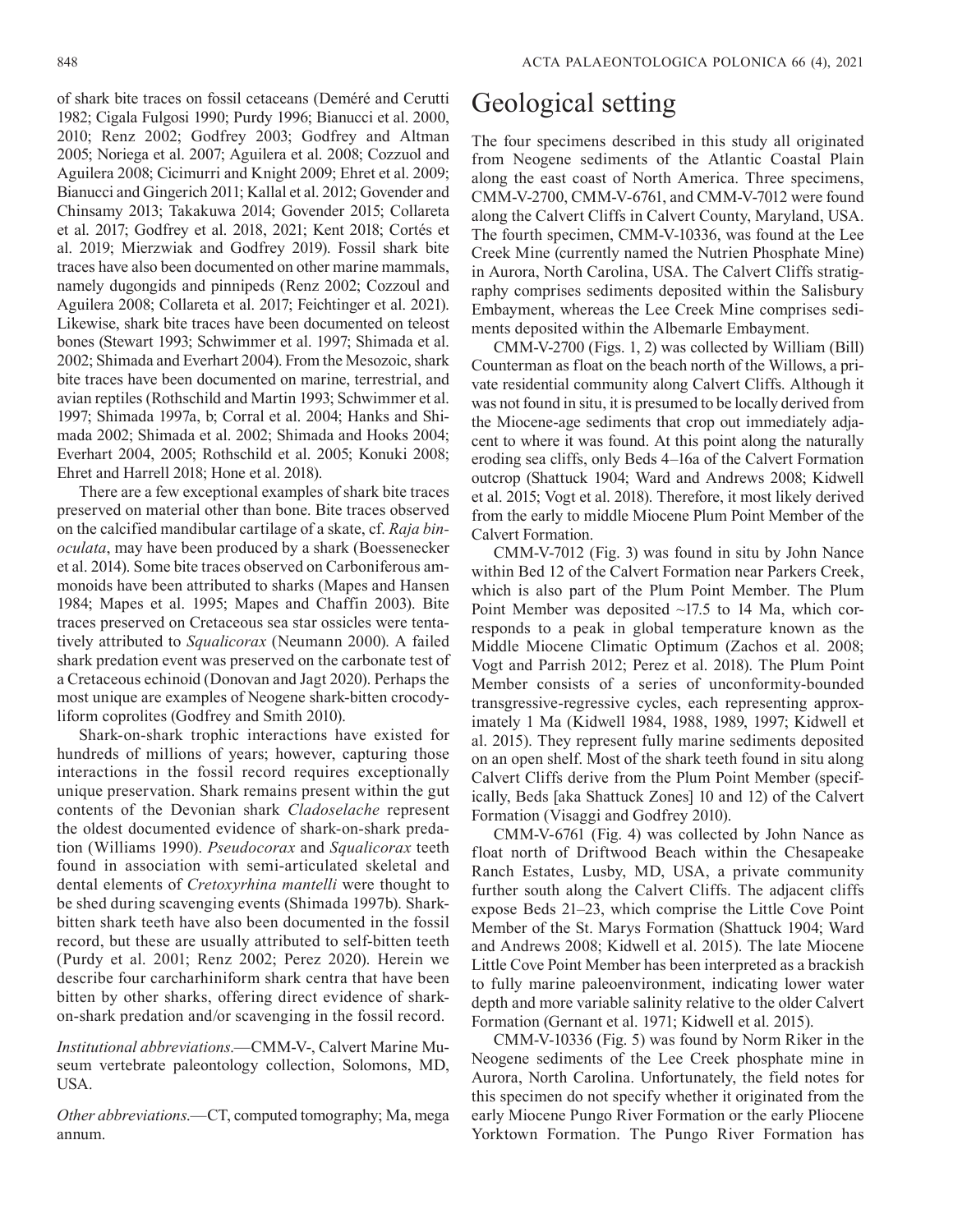of shark bite traces on fossil cetaceans (Deméré and Cerutti 1982; Cigala Fulgosi 1990; Purdy 1996; Bianucci et al. 2000, 2010; Renz 2002; Godfrey 2003; Godfrey and Altman 2005; Noriega et al. 2007; Aguilera et al. 2008; Cozzuol and Aguilera 2008; Cicimurri and Knight 2009; Ehret et al. 2009; Bianucci and Gingerich 2011; Kallal et al. 2012; Govender and Chinsamy 2013; Takakuwa 2014; Govender 2015; Collareta et al. 2017; Godfrey et al. 2018, 2021; Kent 2018; Cortés et al. 2019; Mierzwiak and Godfrey 2019). Fossil shark bite traces have also been documented on other marine mammals, namely dugongids and pinnipeds (Renz 2002; Cozzoul and Aguilera 2008; Collareta et al. 2017; Feichtinger et al. 2021). Likewise, shark bite traces have been documented on teleost bones (Stewart 1993; Schwimmer et al. 1997; Shimada et al. 2002; Shimada and Everhart 2004). From the Mesozoic, shark bite traces have been documented on marine, terrestrial, and avian reptiles (Rothschild and Martin 1993; Schwimmer et al. 1997; Shimada 1997a, b; Corral et al. 2004; Hanks and Shimada 2002; Shimada et al. 2002; Shimada and Hooks 2004; Everhart 2004, 2005; Rothschild et al. 2005; Konuki 2008; Ehret and Harrell 2018; Hone et al. 2018).

There are a few exceptional examples of shark bite traces preserved on material other than bone. Bite traces observed on the calcified mandibular cartilage of a skate, cf. *Raja binoculata*, may have been produced by a shark (Boessenecker et al. 2014). Some bite traces observed on Carboniferous ammonoids have been attributed to sharks (Mapes and Hansen 1984; Mapes et al. 1995; Mapes and Chaffin 2003). Bite traces preserved on Cretaceous sea star ossicles were tentatively attributed to *Squalicorax* (Neumann 2000). A failed shark predation event was preserved on the carbonate test of a Cretaceous echinoid (Donovan and Jagt 2020). Perhaps the most unique are examples of Neogene shark-bitten crocodyliform coprolites (Godfrey and Smith 2010).

Shark-on-shark trophic interactions have existed for hundreds of millions of years; however, capturing those interactions in the fossil record requires exceptionally unique preservation. Shark remains present within the gut contents of the Devonian shark *Cladoselache* represent the oldest documented evidence of shark-on-shark predation (Williams 1990). *Pseudocorax* and *Squalicorax* teeth found in association with semi-articulated skeletal and dental elements of *Cretoxyrhina mantelli* were thought to be shed during scavenging events (Shimada 1997b). Shark-bitten shark teeth have also been documented in the fossil record, but these are usually attributed to self-bitten teeth (Purdy et al. 2001; Renz 2002; Perez 2020). Herein we describe four carcharhiniform shark centra that have been bitten by other sharks, offering direct evidence of shark-on-shark predation and/or scavenging in the fossil record.

*Institutional abbreviations*.—CMM-V-, Calvert Marine Museum vertebrate paleontology collection, Solomons, MD, USA.

*Other abbreviations*.—CT, computed tomography; Ma, mega annum.

# Geological setting

The four specimens described in this study all originated from Neogene sediments of the Atlantic Coastal Plain along the east coast of North America. Three specimens, CMM-V-2700, CMM-V-6761, and CMM-V-7012 were found along the Calvert Cliffs in Calvert County, Maryland, USA. The fourth specimen, CMM-V-10336, was found at the Lee Creek Mine (currently named the Nutrien Phosphate Mine) in Aurora, North Carolina, USA. The Calvert Cliffs stratigraphy comprises sediments deposited within the Salisbury Embayment, whereas the Lee Creek Mine comprises sediments deposited within the Albemarle Embayment.

CMM-V-2700 (Figs. 1, 2) was collected by William (Bill) Counterman as float on the beach north of the Willows, a private residential community along Calvert Cliffs. Although it was not found in situ, it is presumed to be locally derived from the Miocene-age sediments that crop out immediately adjacent to where it was found. At this point along the naturally eroding sea cliffs, only Beds 4–16a of the Calvert Formation outcrop (Shattuck 1904; Ward and Andrews 2008; Kidwell et al. 2015; Vogt et al. 2018). Therefore, it most likely derived from the early to middle Miocene Plum Point Member of the Calvert Formation.

CMM-V-7012 (Fig. 3) was found in situ by John Nance within Bed 12 of the Calvert Formation near Parkers Creek, which is also part of the Plum Point Member. The Plum Point Member was deposited ~17.5 to 14 Ma, which corresponds to a peak in global temperature known as the Middle Miocene Climatic Optimum (Zachos et al. 2008; Vogt and Parrish 2012; Perez et al. 2018). The Plum Point Member consists of a series of unconformity-bounded transgressive-regressive cycles, each representing approximately 1 Ma (Kidwell 1984, 1988, 1989, 1997; Kidwell et al. 2015). They represent fully marine sediments deposited on an open shelf. Most of the shark teeth found in situ along Calvert Cliffs derive from the Plum Point Member (specifically, Beds [aka Shattuck Zones] 10 and 12) of the Calvert Formation (Visaggi and Godfrey 2010).

CMM-V-6761 (Fig. 4) was collected by John Nance as float north of Driftwood Beach within the Chesapeake Ranch Estates, Lusby, MD, USA, a private community further south along the Calvert Cliffs. The adjacent cliffs expose Beds 21–23, which comprise the Little Cove Point Member of the St. Marys Formation (Shattuck 1904; Ward and Andrews 2008; Kidwell et al. 2015). The late Miocene Little Cove Point Member has been interpreted as a brackish to fully marine paleoenvironment, indicating lower water depth and more variable salinity relative to the older Calvert Formation (Gernant et al. 1971; Kidwell et al. 2015).

CMM-V-10336 (Fig. 5) was found by Norm Riker in the Neogene sediments of the Lee Creek phosphate mine in Aurora, North Carolina. Unfortunately, the field notes for this specimen do not specify whether it originated from the early Miocene Pungo River Formation or the early Pliocene Yorktown Formation. The Pungo River Formation has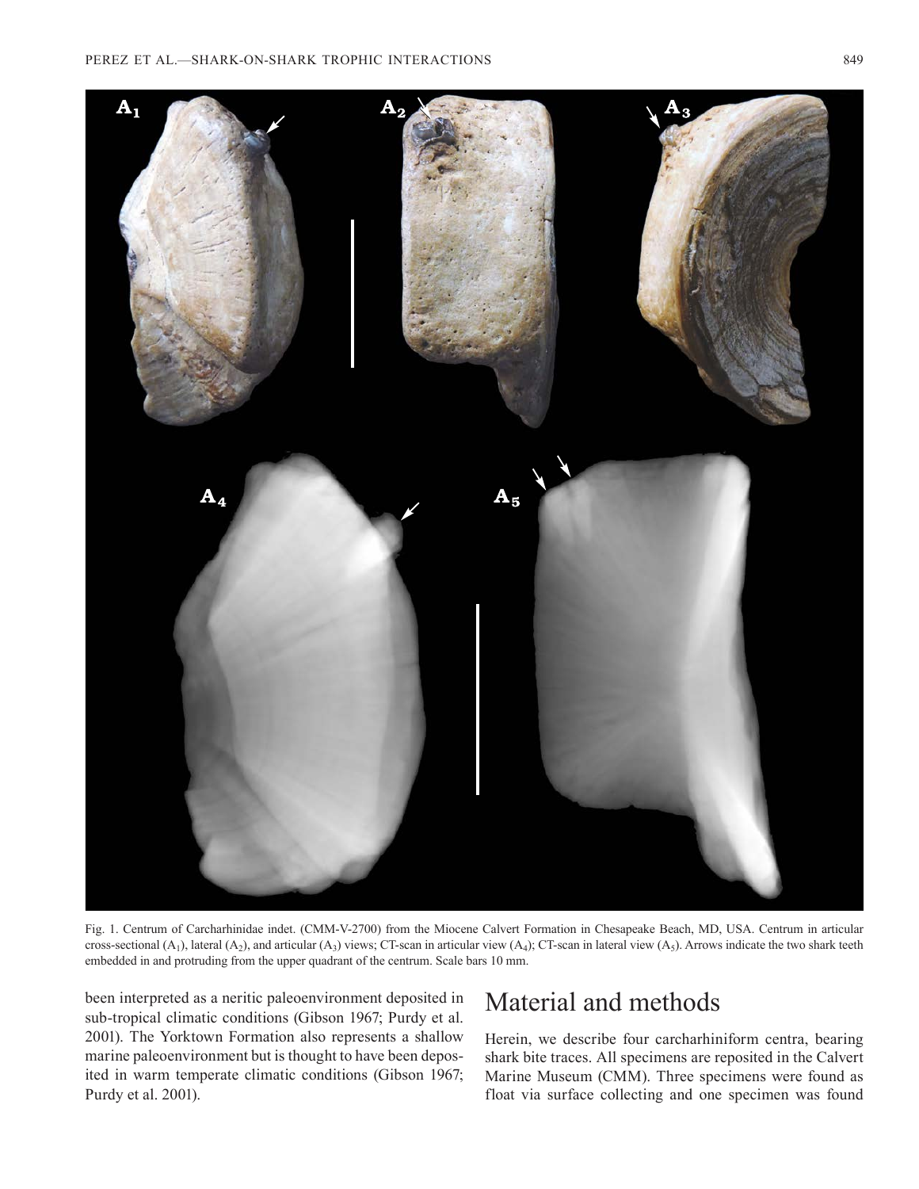Fig. 1. Centrum of Carcharhinidae indet. (CMM-V-2700) from the Miocene Calvert Formation in Chesapeake Beach, MD, USA. Centrum in articular cross-sectional ($A_1$), lateral ($A_2$), and articular ($A_3$) views; CT-scan in articular view ($A_4$); CT-scan in lateral view ($A_5$). Arrows indicate the two shark teeth embedded in and protruding from the upper quadrant of the centrum. Scale bars 10 mm.

been interpreted as a neritic paleoenvironment deposited in sub-tropical climatic conditions (Gibson 1967; Purdy et al. 2001). The Yorktown Formation also represents a shallow marine paleoenvironment but is thought to have been deposited in warm temperate climatic conditions (Gibson 1967; Purdy et al. 2001).

# Material and methods

Herein, we describe four carcharhiniform centra, bearing shark bite traces. All specimens are reposited in the Calvert Marine Museum (CMM). Three specimens were found as float via surface collecting and one specimen was found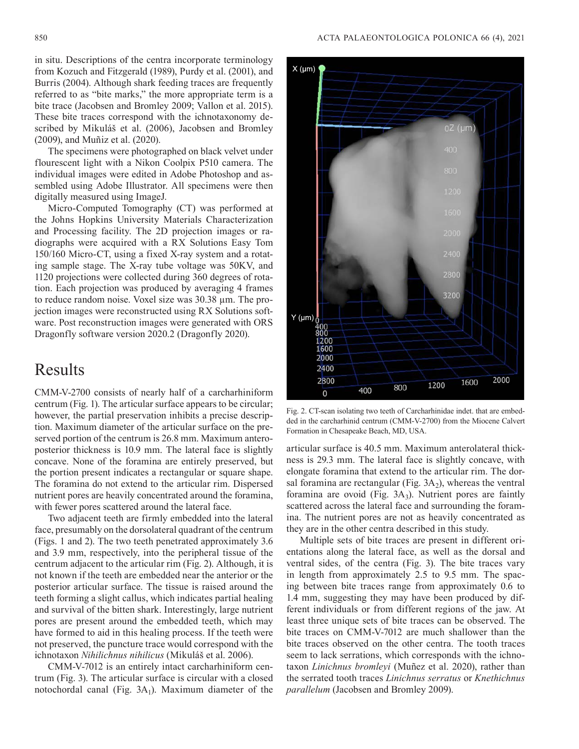in situ. Descriptions of the centra incorporate terminology from Kozuch and Fitzgerald (1989), Purdy et al. (2001), and Burris (2004). Although shark feeding traces are frequently referred to as "bite marks," the more appropriate term is a bite trace (Jacobsen and Bromley 2009; Vallon et al. 2015). These bite traces correspond with the ichnotaxonomy described by Mikuláš et al. (2006), Jacobsen and Bromley (2009), and Muñiz et al. (2020).

The specimens were photographed on black velvet under flourescent light with a Nikon Coolpix P510 camera. The individual images were edited in Adobe Photoshop and assembled using Adobe Illustrator. All specimens were then digitally measured using ImageJ.

Micro-Computed Tomography (CT) was performed at the Johns Hopkins University Materials Characterization and Processing facility. The 2D projection images or radiographs were acquired with a RX Solutions Easy Tom 150/160 Micro-CT, using a fixed X-ray system and a rotating sample stage. The X-ray tube voltage was 50KV, and 1120 projections were collected during 360 degrees of rotation. Each projection was produced by averaging 4 frames to reduce random noise. Voxel size was 30.38 μm. The projection images were reconstructed using RX Solutions software. Post reconstruction images were generated with ORS Dragonfly software version 2020.2 (Dragonfly 2020).

# Results

CMM-V-2700 consists of nearly half of a carcharhiniform centrum (Fig. 1). The articular surface appears to be circular; however, the partial preservation inhibits a precise description. Maximum diameter of the articular surface on the preserved portion of the centrum is 26.8 mm. Maximum anteroposterior thickness is 10.9 mm. The lateral face is slightly concave. None of the foramina are entirely preserved, but the portion present indicates a rectangular or square shape. The foramina do not extend to the articular rim. Dispersed nutrient pores are heavily concentrated around the foramina, with fewer pores scattered around the lateral face.

Two adjacent teeth are firmly embedded into the lateral face, presumably on the dorsolateral quadrant of the centrum (Figs. 1 and 2). The two teeth penetrated approximately 3.6 and 3.9 mm, respectively, into the peripheral tissue of the centrum adjacent to the articular rim (Fig. 2). Although, it is not known if the teeth are embedded near the anterior or the posterior articular surface. The tissue is raised around the teeth forming a slight callus, which indicates partial healing and survival of the bitten shark. Interestingly, large nutrient pores are present around the embedded teeth, which may have formed to aid in this healing process. If the teeth were not preserved, the puncture trace would correspond with the ichnotaxon *Nihilichnus nihilicus* (Mikuláš et al. 2006).

CMM-V-7012 is an entirely intact carcharhiniform centrum (Fig. 3). The articular surface is circular with a closed notochordal canal (Fig. $3A_1$). Maximum diameter of the articular surface is 40.5 mm. Maximum anterolateral thickness is 29.3 mm. The lateral face is slightly concave, with elongate foramina that extend to the articular rim. The dorsal foramina are rectangular (Fig. $3A_2$), whereas the ventral foramina are ovoid (Fig. $3A_3$). Nutrient pores are faintly scattered across the lateral face and surrounding the foramina. The nutrient pores are not as heavily concentrated as they are in the other centra described in this study.

Multiple sets of bite traces are present in different orientations along the lateral face, as well as the dorsal and ventral sides, of the centra (Fig. 3). The bite traces vary in length from approximately 2.5 to 9.5 mm. The spacing between bite traces range from approximately 0.6 to 1.4 mm, suggesting they may have been produced by different individuals or from different regions of the jaw. At least three unique sets of bite traces can be observed. The bite traces on CMM-V-7012 are much shallower than the bite traces observed on the other centra. The tooth traces seem to lack serrations, which corresponds with the ichnotaxon *Linichnus bromleyi* (Muñez et al. 2020), rather than the serrated tooth traces *Linichnus serratus* or *Knethichnus parallelum* (Jacobsen and Bromley 2009).

Fig. 2. CT-scan isolating two teeth of Carcharhinidae indet. that are embedded in the carcharhinid centrum (CMM-V-2700) from the Miocene Calvert Formation in Chesapeake Beach, MD, USA.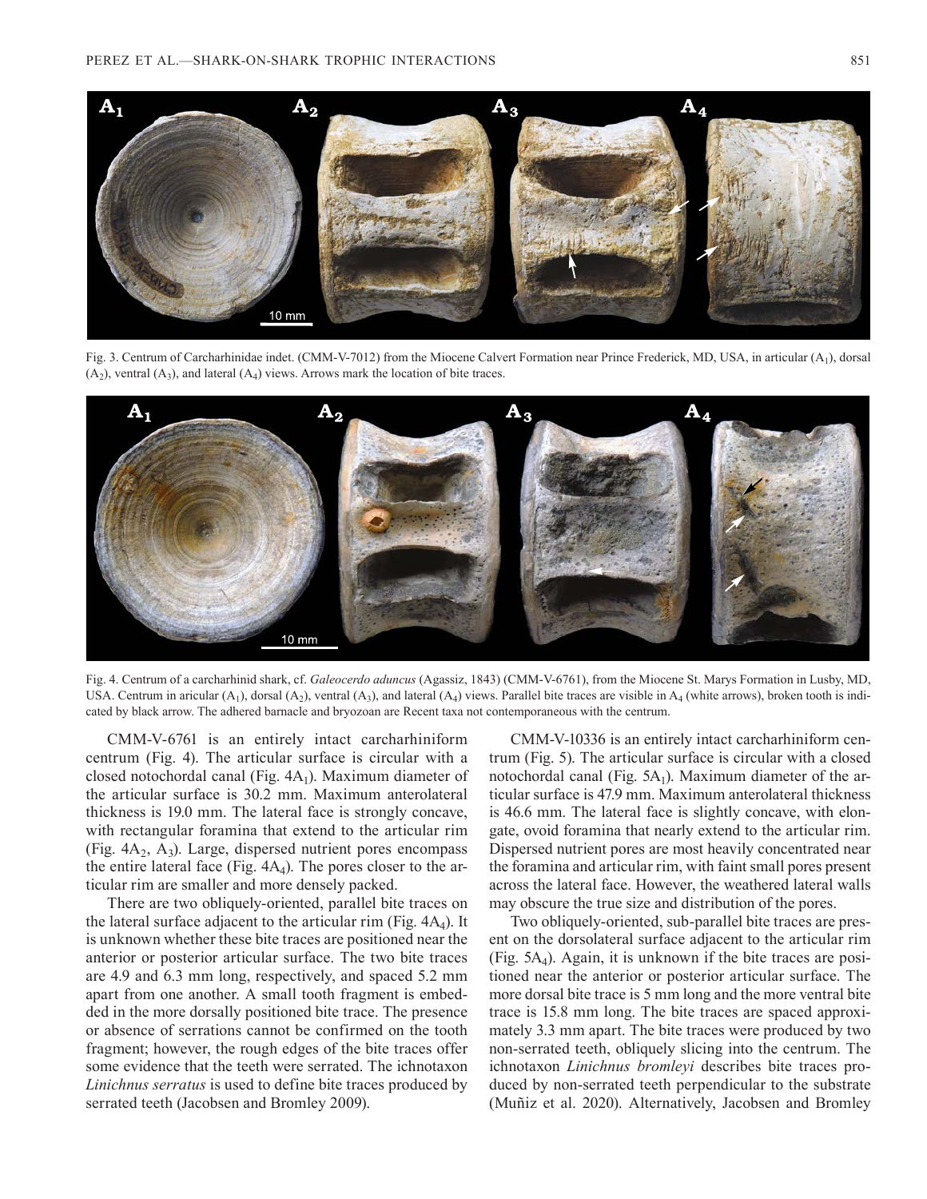Fig. 3. Centrum of Carcharhinidae indet. (CMM-V-7012) from the Miocene Calvert Formation near Prince Frederick, MD, USA, in articular ($A_1$), dorsal ($A_2$), ventral ($A_3$), and lateral ($A_4$) views. Arrows mark the location of bite traces.

Fig. 4. Centrum of a carcharhinid shark, cf. *Galeocerdo aduncus* (Agassiz, 1843) (CMM-V-6761), from the Miocene St. Marys Formation in Lusby, MD, USA. Centrum in aricular ($A_1$), dorsal ($A_2$), ventral ($A_3$), and lateral ($A_4$) views. Parallel bite traces are visible in $A_4$ (white arrows), broken tooth is indicated by black arrow. The adhered barnacle and bryozoan are Recent taxa not contemporaneous with the centrum.

CMM-V-6761 is an entirely intact carcharhiniform centrum (Fig. 4). The articular surface is circular with a closed notochordal canal (Fig. $4A_1$). Maximum diameter of the articular surface is 30.2 mm. Maximum anterolateral thickness is 19.0 mm. The lateral face is strongly concave, with rectangular foramina that extend to the articular rim (Fig. $4A_2$, $A_3$). Large, dispersed nutrient pores encompass the entire lateral face (Fig. $4A_4$). The pores closer to the articular rim are smaller and more densely packed.

There are two obliquely-oriented, parallel bite traces on the lateral surface adjacent to the articular rim (Fig. $4A_4$). It is unknown whether these bite traces are positioned near the anterior or posterior articular surface. The two bite traces are 4.9 and 6.3 mm long, respectively, and spaced 5.2 mm apart from one another. A small tooth fragment is embedded in the more dorsally positioned bite trace. The presence or absence of serrations cannot be confirmed on the tooth fragment; however, the rough edges of the bite traces offer some evidence that the teeth were serrated. The ichnotaxon *Linichnus serratus* is used to define bite traces produced by serrated teeth (Jacobsen and Bromley 2009).

CMM-V-10336 is an entirely intact carcharhiniform centrum (Fig. 5). The articular surface is circular with a closed notochordal canal (Fig. $5A_1$). Maximum diameter of the articular surface is 47.9 mm. Maximum anterolateral thickness is 46.6 mm. The lateral face is slightly concave, with elongate, ovoid foramina that nearly extend to the articular rim. Dispersed nutrient pores are most heavily concentrated near the foramina and articular rim, with faint small pores present across the lateral face. However, the weathered lateral walls may obscure the true size and distribution of the pores.

Two obliquely-oriented, sub-parallel bite traces are present on the dorsolateral surface adjacent to the articular rim (Fig. $5A_4$). Again, it is unknown if the bite traces are positioned near the anterior or posterior articular surface. The more dorsal bite trace is 5 mm long and the more ventral bite trace is 15.8 mm long. The bite traces are spaced approximately 3.3 mm apart. The bite traces were produced by two non-serrated teeth, obliquely slicing into the centrum. The ichnotaxon *Linichnus bromleyi* describes bite traces produced by non-serrated teeth perpendicular to the substrate (Muñiz et al. 2020). Alternatively, Jacobsen and Bromley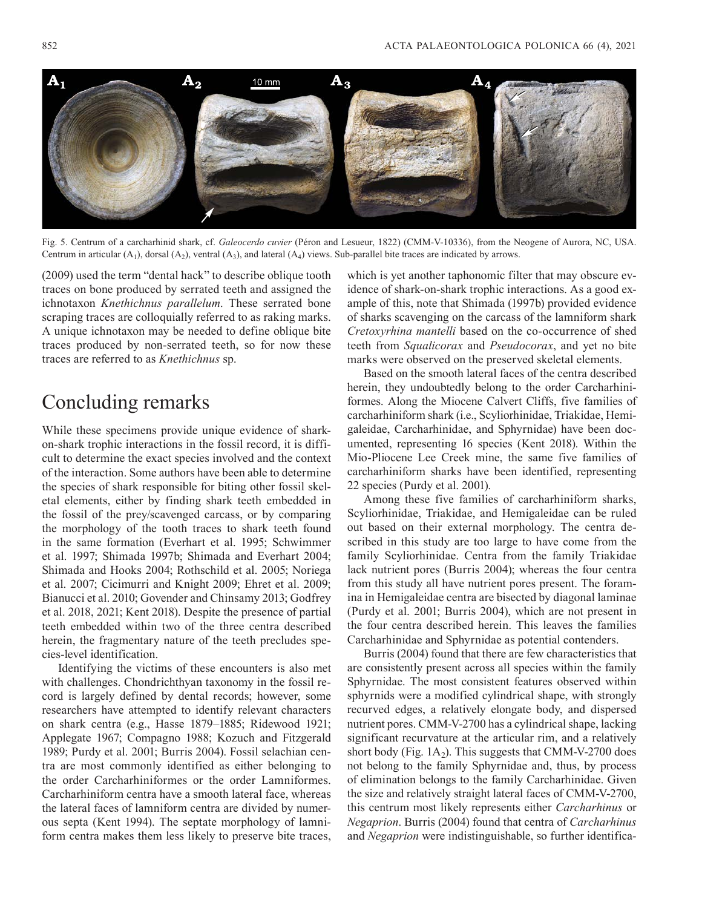Fig. 5. Centrum of a carcharhinid shark, cf. *Galeocerdo cuvier* (Péron and Lesueur, 1822) (CMM-V-10336), from the Neogene of Aurora, NC, USA. Centrum in articular ($A_1$), dorsal ($A_2$), ventral ($A_3$), and lateral ($A_4$) views. Sub-parallel bite traces are indicated by arrows.

(2009) used the term "dental hack" to describe oblique tooth traces on bone produced by serrated teeth and assigned the ichnotaxon *Knethichnus parallelum*. These serrated bone scraping traces are colloquially referred to as raking marks. A unique ichnotaxon may be needed to define oblique bite traces produced by non-serrated teeth, so for now these traces are referred to as *Knethichnus* sp.

# Concluding remarks

While these specimens provide unique evidence of shark-on-shark trophic interactions in the fossil record, it is difficult to determine the exact species involved and the context of the interaction. Some authors have been able to determine the species of shark responsible for biting other fossil skeletal elements, either by finding shark teeth embedded in the fossil of the prey/scavenged carcass, or by comparing the morphology of the tooth traces to shark teeth found in the same formation (Everhart et al. 1995; Schwimmer et al. 1997; Shimada 1997b; Shimada and Everhart 2004; Shimada and Hooks 2004; Rothschild et al. 2005; Noriega et al. 2007; Cicimurri and Knight 2009; Ehret et al. 2009; Bianucci et al. 2010; Govender and Chinsamy 2013; Godfrey et al. 2018, 2021; Kent 2018). Despite the presence of partial teeth embedded within two of the three centra described herein, the fragmentary nature of the teeth precludes species-level identification.

Identifying the victims of these encounters is also met with challenges. Chondrichthyan taxonomy in the fossil record is largely defined by dental records; however, some researchers have attempted to identify relevant characters on shark centra (e.g., Hasse 1879–1885; Ridewood 1921; Applegate 1967; Compagno 1988; Kozuch and Fitzgerald 1989; Purdy et al. 2001; Burris 2004). Fossil selachian centra are most commonly identified as either belonging to the order Carcharhiniformes or the order Lamniformes. Carcharhiniform centra have a smooth lateral face, whereas the lateral faces of lamniform centra are divided by numerous septa (Kent 1994). The septate morphology of lamniform centra makes them less likely to preserve bite traces, which is yet another taphonomic filter that may obscure evidence of shark-on-shark trophic interactions. As a good example of this, note that Shimada (1997b) provided evidence of sharks scavenging on the carcass of the lamniform shark *Cretoxyrhina mantelli* based on the co-occurrence of shed teeth from *Squalicorax* and *Pseudocorax*, and yet no bite marks were observed on the preserved skeletal elements.

Based on the smooth lateral faces of the centra described herein, they undoubtedly belong to the order Carcharhiniformes. Along the Miocene Calvert Cliffs, five families of carcharhiniform shark (i.e., Scyliorhinidae, Triakidae, Hemigaleidae, Carcharhinidae, and Sphyrnidae) have been documented, representing 16 species (Kent 2018). Within the Mio-Pliocene Lee Creek mine, the same five families of carcharhiniform sharks have been identified, representing 22 species (Purdy et al. 2001).

Among these five families of carcharhiniform sharks, Scyliorhinidae, Triakidae, and Hemigaleidae can be ruled out based on their external morphology. The centra described in this study are too large to have come from the family Scyliorhinidae. Centra from the family Triakidae lack nutrient pores (Burris 2004); whereas the four centra from this study all have nutrient pores present. The foramina in Hemigaleidae centra are bisected by diagonal laminae (Purdy et al. 2001; Burris 2004), which are not present in the four centra described herein. This leaves the families Carcharhinidae and Sphyrnidae as potential contenders.

Burris (2004) found that there are few characteristics that are consistently present across all species within the family Sphyrnidae. The most consistent features observed within sphyrnids were a modified cylindrical shape, with strongly recurved edges, a relatively elongate body, and dispersed nutrient pores. CMM-V-2700 has a cylindrical shape, lacking significant recurvature at the articular rim, and a relatively short body (Fig. 1$A_2$). This suggests that CMM-V-2700 does not belong to the family Sphyrnidae and, thus, by process of elimination belongs to the family Carcharhinidae. Given the size and relatively straight lateral faces of CMM-V-2700, this centrum most likely represents either *Carcharhinus* or *Negaprion*. Burris (2004) found that centra of *Carcharhinus* and *Negaprion* were indistinguishable, so further identifica-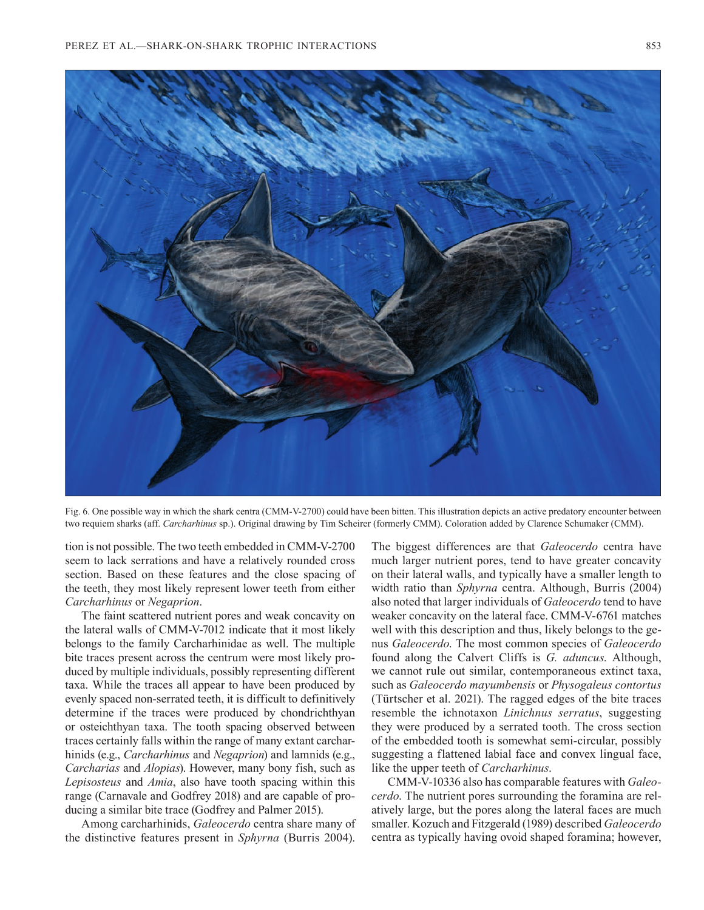Fig. 6. One possible way in which the shark centra (CMM-V-2700) could have been bitten. This illustration depicts an active predatory encounter between two requiem sharks (aff. *Carcharhinus* sp.). Original drawing by Tim Scheirer (formerly CMM). Coloration added by Clarence Schumaker (CMM).

tion is not possible. The two teeth embedded in CMM-V-2700 seem to lack serrations and have a relatively rounded cross section. Based on these features and the close spacing of the teeth, they most likely represent lower teeth from either *Carcharhinus* or *Negaprion*.

The faint scattered nutrient pores and weak concavity on the lateral walls of CMM-V-7012 indicate that it most likely belongs to the family Carcharhinidae as well. The multiple bite traces present across the centrum were most likely produced by multiple individuals, possibly representing different taxa. While the traces all appear to have been produced by evenly spaced non-serrated teeth, it is difficult to definitively determine if the traces were produced by chondrichthyan or osteichthyan taxa. The tooth spacing observed between traces certainly falls within the range of many extant carcharhinids (e.g., *Carcharhinus* and *Negaprion*) and lamnids (e.g., *Carcharias* and *Alopias*). However, many bony fish, such as *Lepisosteus* and *Amia*, also have tooth spacing within this range (Carnavale and Godfrey 2018) and are capable of producing a similar bite trace (Godfrey and Palmer 2015).

Among carcharhinids, *Galeocerdo* centra share many of the distinctive features present in *Sphyrna* (Burris 2004). The biggest differences are that *Galeocerdo* centra have much larger nutrient pores, tend to have greater concavity on their lateral walls, and typically have a smaller length to width ratio than *Sphyrna* centra. Although, Burris (2004) also noted that larger individuals of *Galeocerdo* tend to have weaker concavity on the lateral face. CMM-V-6761 matches well with this description and thus, likely belongs to the genus *Galeocerdo*. The most common species of *Galeocerdo* found along the Calvert Cliffs is *G. aduncus*. Although, we cannot rule out similar, contemporaneous extinct taxa, such as *Galeocerdo mayumbensis* or *Physogaleus contortus* (Türtscher et al. 2021). The ragged edges of the bite traces resemble the ichnotaxon *Linichnus serratus*, suggesting they were produced by a serrated tooth. The cross section of the embedded tooth is somewhat semi-circular, possibly suggesting a flattened labial face and convex lingual face, like the upper teeth of *Carcharhinus*.

CMM-V-10336 also has comparable features with *Galeocerdo*. The nutrient pores surrounding the foramina are relatively large, but the pores along the lateral faces are much smaller. Kozuch and Fitzgerald (1989) described *Galeocerdo* centra as typically having ovoid shaped foramina; however,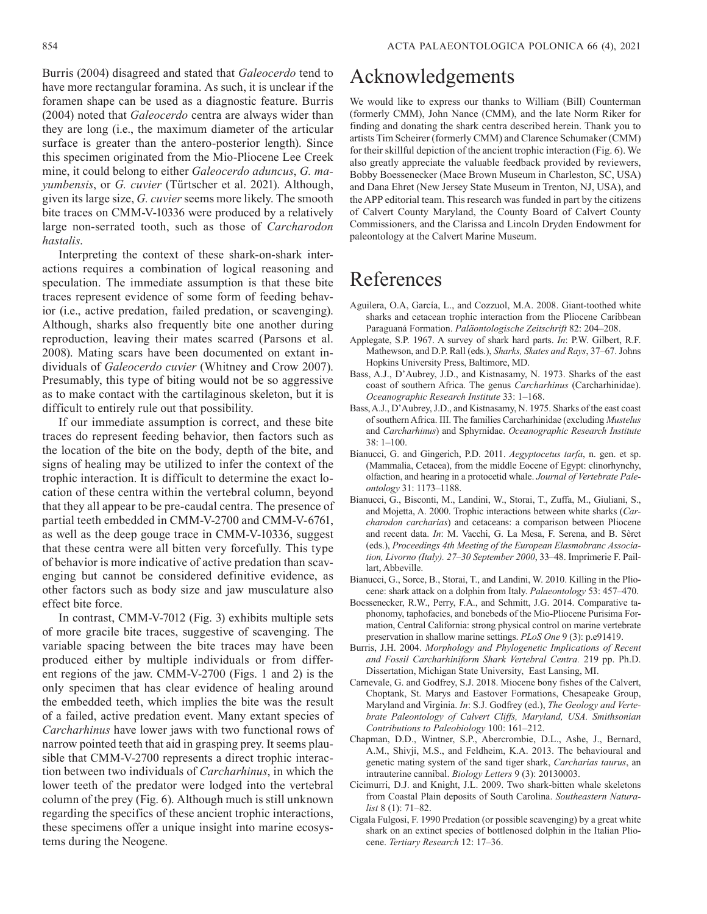Burris (2004) disagreed and stated that *Galeocerdo* tend to have more rectangular foramina. As such, it is unclear if the foramen shape can be used as a diagnostic feature. Burris (2004) noted that *Galeocerdo* centra are always wider than they are long (i.e., the maximum diameter of the articular surface is greater than the antero-posterior length). Since this specimen originated from the Mio-Pliocene Lee Creek mine, it could belong to either *Galeocerdo aduncus*, *G. mayumbensis*, or *G. cuvier* (Türtscher et al. 2021). Although, given its large size, *G. cuvier* seems more likely. The smooth bite traces on CMM-V-10336 were produced by a relatively large non-serrated tooth, such as those of *Carcharodon hastalis*.

Interpreting the context of these shark-on-shark interactions requires a combination of logical reasoning and speculation. The immediate assumption is that these bite traces represent evidence of some form of feeding behavior (i.e., active predation, failed predation, or scavenging). Although, sharks also frequently bite one another during reproduction, leaving their mates scarred (Parsons et al. 2008). Mating scars have been documented on extant individuals of *Galeocerdo cuvier* (Whitney and Crow 2007). Presumably, this type of biting would not be so aggressive as to make contact with the cartilaginous skeleton, but it is difficult to entirely rule out that possibility.

If our immediate assumption is correct, and these bite traces do represent feeding behavior, then factors such as the location of the bite on the body, depth of the bite, and signs of healing may be utilized to infer the context of the trophic interaction. It is difficult to determine the exact location of these centra within the vertebral column, beyond that they all appear to be pre-caudal centra. The presence of partial teeth embedded in CMM-V-2700 and CMM-V-6761, as well as the deep gouge trace in CMM-V-10336, suggest that these centra were all bitten very forcefully. This type of behavior is more indicative of active predation than scavenging but cannot be considered definitive evidence, as other factors such as body size and jaw musculature also effect bite force.

In contrast, CMM-V-7012 (Fig. 3) exhibits multiple sets of more gracile bite traces, suggestive of scavenging. The variable spacing between the bite traces may have been produced either by multiple individuals or from different regions of the jaw. CMM-V-2700 (Figs. 1 and 2) is the only specimen that has clear evidence of healing around the embedded teeth, which implies the bite was the result of a failed, active predation event. Many extant species of *Carcharhinus* have lower jaws with two functional rows of narrow pointed teeth that aid in grasping prey. It seems plausible that CMM-V-2700 represents a direct trophic interaction between two individuals of *Carcharhinus*, in which the lower teeth of the predator were lodged into the vertebral column of the prey (Fig. 6). Although much is still unknown regarding the specifics of these ancient trophic interactions, these specimens offer a unique insight into marine ecosystems during the Neogene.

# Acknowledgements

We would like to express our thanks to William (Bill) Counterman (formerly CMM), John Nance (CMM), and the late Norm Riker for finding and donating the shark centra described herein. Thank you to artists Tim Scheirer (formerly CMM) and Clarence Schumaker (CMM) for their skillful depiction of the ancient trophic interaction (Fig. 6). We also greatly appreciate the valuable feedback provided by reviewers, Bobby Boessenecker (Mace Brown Museum in Charleston, SC, USA) and Dana Ehret (New Jersey State Museum in Trenton, NJ, USA), and the APP editorial team. This research was funded in part by the citizens of Calvert County Maryland, the County Board of Calvert County Commissioners, and the Clarissa and Lincoln Dryden Endowment for paleontology at the Calvert Marine Museum.

# References

Aguilera, O.A, García, L., and Cozzuol, M.A. 2008. Giant-toothed white sharks and cetacean trophic interaction from the Pliocene Caribbean Paraguaná Formation. *Paläontologische Zeitschrift* 82: 204–208.

Applegate, S.P. 1967. A survey of shark hard parts. *In*: P.W. Gilbert, R.F. Mathewson, and D.P. Rall (eds.), *Sharks, Skates and Rays*, 37–67. Johns Hopkins University Press, Baltimore, MD.

Bass, A.J., D'Aubrey, J.D., and Kistnasamy, N. 1973. Sharks of the east coast of southern Africa. The genus *Carcharhinus* (Carcharhinidae). *Oceanographic Research Institute* 33: 1–168.

Bass, A.J., D'Aubrey, J.D., and Kistnasamy, N. 1975. Sharks of the east coast of southern Africa. III. The families Carcharhinidae (excluding *Mustelus* and *Carcharhinus*) and Sphyrnidae. *Oceanographic Research Institute* 38: 1–100.

Bianucci, G. and Gingerich, P.D. 2011. *Aegyptocetus tarfa*, n. gen. et sp. (Mammalia, Cetacea), from the middle Eocene of Egypt: clinorhynchy, olfaction, and hearing in a protocetid whale. *Journal of Vertebrate Paleontology* 31: 1173–1188.

Bianucci, G., Bisconti, M., Landini, W., Storai, T., Zuffa, M., Giuliani, S., and Mojetta, A. 2000. Trophic interactions between white sharks (*Carcharodon carcharias*) and cetaceans: a comparison between Pliocene and recent data. *In*: M. Vacchi, G. La Mesa, F. Serena, and B. Sèret (eds.), *Proceedings 4th Meeting of the European Elasmobranc Association, Livorno (Italy). 27–30 September 2000*, 33–48. Imprimerie F. Paillart, Abbeville.

Bianucci, G., Sorce, B., Storai, T., and Landini, W. 2010. Killing in the Pliocene: shark attack on a dolphin from Italy. *Palaeontology* 53: 457–470.

Boessenecker, R.W., Perry, F.A., and Schmitt, J.G. 2014. Comparative taphonomy, taphofacies, and bonebeds of the Mio-Pliocene Purisima Formation, Central California: strong physical control on marine vertebrate preservation in shallow marine settings. *PLoS One* 9 (3): p.e91419.

Burris, J.H. 2004. *Morphology and Phylogenetic Implications of Recent and Fossil Carcharhiniform Shark Vertebral Centra.* 219 pp. Ph.D. Dissertation, Michigan State University, East Lansing, MI.

Carnevale, G. and Godfrey, S.J. 2018. Miocene bony fishes of the Calvert, Choptank, St. Marys and Eastover Formations, Chesapeake Group, Maryland and Virginia. *In*: S.J. Godfrey (ed.), *The Geology and Vertebrate Paleontology of Calvert Cliffs, Maryland, USA. Smithsonian Contributions to Paleobiology* 100: 161–212.

Chapman, D.D., Wintner, S.P., Abercrombie, D.L., Ashe, J., Bernard, A.M., Shivji, M.S., and Feldheim, K.A. 2013. The behavioural and genetic mating system of the sand tiger shark, *Carcharias taurus*, an intrauterine cannibal. *Biology Letters* 9 (3): 20130003.

Cicimurri, D.J. and Knight, J.L. 2009. Two shark-bitten whale skeletons from Coastal Plain deposits of South Carolina. *Southeastern Naturalist* 8 (1): 71–82.

Cigala Fulgosi, F. 1990 Predation (or possible scavenging) by a great white shark on an extinct species of bottlenosed dolphin in the Italian Pliocene. *Tertiary Research* 12: 17–36.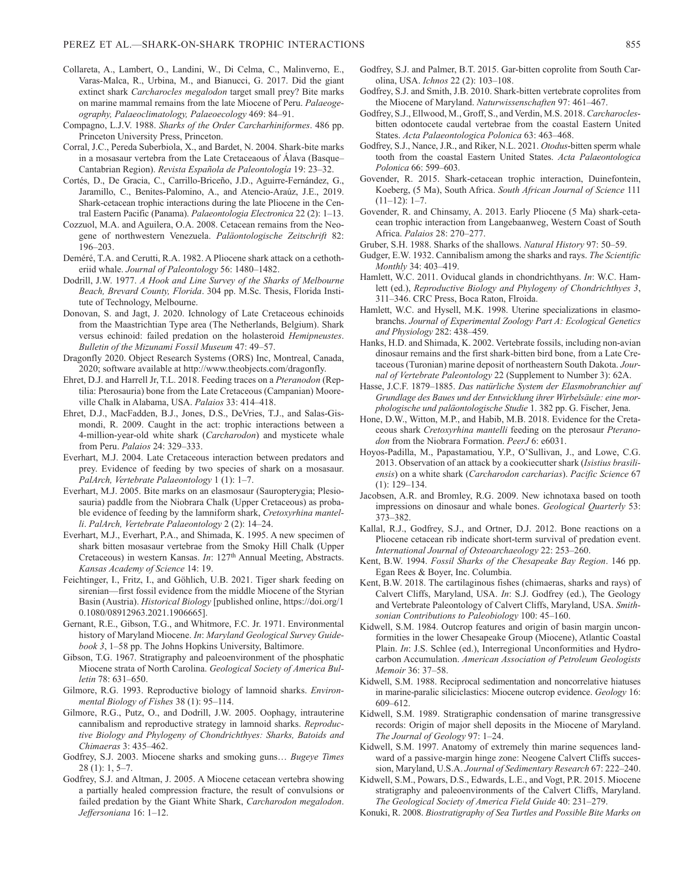Collareta, A., Lambert, O., Landini, W., Di Celma, C., Malinverno, E., Varas-Malca, R., Urbina, M., and Bianucci, G. 2017. Did the giant extinct shark *Carcharocles megalodon* target small prey? Bite marks on marine mammal remains from the late Miocene of Peru. *Palaeogeography, Palaeoclimatology, Palaeoecology* 469: 84–91.

Compagno, L.J.V. 1988. *Sharks of the Order Carcharhiniformes*. 486 pp. Princeton University Press, Princeton.

Corral, J.C., Pereda Suberbiola, X., and Bardet, N. 2004. Shark-bite marks in a mosasaur vertebra from the Late Cretaceaous of Álava (Basque–Cantabrian Region). *Revista Española de Paleontología* 19: 23–32.

Cortés, D., De Gracia, C., Carrillo-Briceño, J.D., Aguirre-Fernández, G., Jaramillo, C., Benites-Palomino, A., and Atencio-Araúz, J.E., 2019. Shark-cetacean trophic interactions during the late Pliocene in the Central Eastern Pacific (Panama). *Palaeontologia Electronica* 22 (2): 1–13.

Cozzuol, M.A. and Aguilera, O.A. 2008. Cetacean remains from the Neogene of northwestern Venezuela. *Paläontologische Zeitschrift* 82: 196–203.

Deméré, T.A. and Cerutti, R.A. 1982. A Pliocene shark attack on a cethotheriid whale. *Journal of Paleontology* 56: 1480–1482.

Dodrill, J.W. 1977. *A Hook and Line Survey of the Sharks of Melbourne Beach, Brevard County, Florida*. 304 pp. M.Sc. Thesis, Florida Institute of Technology, Melbourne.

Donovan, S. and Jagt, J. 2020. Ichnology of Late Cretaceous echinoids from the Maastrichtian Type area (The Netherlands, Belgium). Shark versus echinoid: failed predation on the holasteroid *Hemipneustes*. *Bulletin of the Mizunami Fossil Museum* 47: 49–57.

Dragonfly 2020. Object Research Systems (ORS) Inc, Montreal, Canada, 2020; software available at http://www.theobjects.com/dragonfly.

Ehret, D.J. and Harrell Jr, T.L. 2018. Feeding traces on a *Pteranodon* (Reptilia: Pterosauria) bone from the Late Cretaceous (Campanian) Mooreville Chalk in Alabama, USA. *Palaios* 33: 414–418.

Ehret, D.J., MacFadden, B.J., Jones, D.S., DeVries, T.J., and Salas-Gismondi, R. 2009. Caught in the act: trophic interactions between a 4-million-year-old white shark (*Carcharodon*) and mysticete whale from Peru. *Palaios* 24: 329–333.

Everhart, M.J. 2004. Late Cretaceous interaction between predators and prey. Evidence of feeding by two species of shark on a mosasaur. *PalArch, Vertebrate Palaeontology* 1 (1): 1–7.

Everhart, M.J. 2005. Bite marks on an elasmosaur (Sauropterygia; Plesiosauria) paddle from the Niobrara Chalk (Upper Cretaceous) as probable evidence of feeding by the lamniform shark, *Cretoxyrhina mantelli*. *PalArch, Vertebrate Palaeontology* 2 (2): 14–24.

Everhart, M.J., Everhart, P.A., and Shimada, K. 1995. A new specimen of shark bitten mosasaur vertebrae from the Smoky Hill Chalk (Upper Cretaceous) in western Kansas. *In*: 127th Annual Meeting, Abstracts. *Kansas Academy of Science* 14: 19.

Feichtinger, I., Fritz, I., and Göhlich, U.B. 2021. Tiger shark feeding on sirenian—first fossil evidence from the middle Miocene of the Styrian Basin (Austria). *Historical Biology* [published online, https://doi.org/10.1080/08912963.2021.1906665].

Gernant, R.E., Gibson, T.G., and Whitmore, F.C. Jr. 1971. Environmental history of Maryland Miocene. *In*: *Maryland Geological Survey Guidebook 3*, 1–58 pp. The Johns Hopkins University, Baltimore.

Gibson, T.G. 1967. Stratigraphy and paleoenvironment of the phosphatic Miocene strata of North Carolina. *Geological Society of America Bulletin* 78: 631–650.

Gilmore, R.G. 1993. Reproductive biology of lamnoid sharks. *Environmental Biology of Fishes* 38 (1): 95–114.

Gilmore, R.G., Putz, O., and Dodrill, J.W. 2005. Oophagy, intrauterine cannibalism and reproductive strategy in lamnoid sharks. *Reproductive Biology and Phylogeny of Chondrichthyes: Sharks, Batoids and Chimaeras* 3: 435–462.

Godfrey, S.J. 2003. Miocene sharks and smoking guns… *Bugeye Times* 28 (1): 1, 5–7.

Godfrey, S.J. and Altman, J. 2005. A Miocene cetacean vertebra showing a partially healed compression fracture, the result of convulsions or failed predation by the Giant White Shark, *Carcharodon megalodon*. *Jeffersoniana* 16: 1–12.

Godfrey, S.J. and Palmer, B.T. 2015. Gar-bitten coprolite from South Carolina, USA. *Ichnos* 22 (2): 103–108.

Godfrey, S.J. and Smith, J.B. 2010. Shark-bitten vertebrate coprolites from the Miocene of Maryland. *Naturwissenschaften* 97: 461–467.

Godfrey, S.J., Ellwood, M., Groff, S., and Verdin, M.S. 2018. *Carcharocles*-bitten odontocete caudal vertebrae from the coastal Eastern United States. *Acta Palaeontologica Polonica* 63: 463–468.

Godfrey, S.J., Nance, J.R., and Riker, N.L. 2021. *Otodus*-bitten sperm whale tooth from the coastal Eastern United States. *Acta Palaeontologica Polonica* 66: 599–603.

Govender, R. 2015. Shark-cetacean trophic interaction, Duinefontein, Koeberg, (5 Ma), South Africa. *South African Journal of Science* 111 (11–12): 1–7.

Govender, R. and Chinsamy, A. 2013. Early Pliocene (5 Ma) shark-cetacean trophic interaction from Langebaanweg, Western Coast of South Africa. *Palaios* 28: 270–277.

Gruber, S.H. 1988. Sharks of the shallows. *Natural History* 97: 50–59.

Gudger, E.W. 1932. Cannibalism among the sharks and rays. *The Scientific Monthly* 34: 403–419.

Hamlett, W.C. 2011. Oviducal glands in chondrichthyans. *In*: W.C. Hamlett (ed.), *Reproductive Biology and Phylogeny of Chondrichthyes 3*, 311–346. CRC Press, Boca Raton, Flroida.

Hamlett, W.C. and Hysell, M.K. 1998. Uterine specializations in elasmobranchs. *Journal of Experimental Zoology Part A: Ecological Genetics and Physiology* 282: 438–459.

Hanks, H.D. and Shimada, K. 2002. Vertebrate fossils, including non-avian dinosaur remains and the first shark-bitten bird bone, from a Late Cretaceous (Turonian) marine deposit of northeastern South Dakota. *Journal of Vertebrate Paleontology* 22 (Supplement to Number 3): 62A.

Hasse, J.C.F. 1879–1885. *Das natürliche System der Elasmobranchier auf Grundlage des Baues und der Entwicklung ihrer Wirbelsäule: eine morphologische und paläontologische Studie* 1. 382 pp. G. Fischer, Jena.

Hone, D.W., Witton, M.P., and Habib, M.B. 2018. Evidence for the Cretaceous shark *Cretoxyrhina mantelli* feeding on the pterosaur *Pteranodon* from the Niobrara Formation. *PeerJ* 6: e6031.

Hoyos-Padilla, M., Papastamatiou, Y.P., O'Sullivan, J., and Lowe, C.G. 2013. Observation of an attack by a cookiecutter shark (*Isistius brasiliensis*) on a white shark (*Carcharodon carcharias*). *Pacific Science* 67 (1): 129–134.

Jacobsen, A.R. and Bromley, R.G. 2009. New ichnotaxa based on tooth impressions on dinosaur and whale bones. *Geological Quarterly* 53: 373–382.

Kallal, R.J., Godfrey, S.J., and Ortner, D.J. 2012. Bone reactions on a Pliocene cetacean rib indicate short-term survival of predation event. *International Journal of Osteoarchaeology* 22: 253–260.

Kent, B.W. 1994. *Fossil Sharks of the Chesapeake Bay Region*. 146 pp. Egan Rees & Boyer, Inc. Columbia.

Kent, B.W. 2018. The cartilaginous fishes (chimaeras, sharks and rays) of Calvert Cliffs, Maryland, USA. *In*: S.J. Godfrey (ed.), The Geology and Vertebrate Paleontology of Calvert Cliffs, Maryland, USA. *Smithsonian Contributions to Paleobiology* 100: 45–160.

Kidwell, S.M. 1984. Outcrop features and origin of basin margin unconformities in the lower Chesapeake Group (Miocene), Atlantic Coastal Plain. *In*: J.S. Schlee (ed.), Interregional Unconformities and Hydrocarbon Accumulation. *American Association of Petroleum Geologists Memoir* 36: 37–58.

Kidwell, S.M. 1988. Reciprocal sedimentation and noncorrelative hiatuses in marine-paralic siliciclastics: Miocene outcrop evidence. *Geology* 16: 609–612.

Kidwell, S.M. 1989. Stratigraphic condensation of marine transgressive records: Origin of major shell deposits in the Miocene of Maryland. *The Journal of Geology* 97: 1–24.

Kidwell, S.M. 1997. Anatomy of extremely thin marine sequences landward of a passive-margin hinge zone: Neogene Calvert Cliffs succession, Maryland, U.S.A. *Journal of Sedimentary Research* 67: 222–240.

Kidwell, S.M., Powars, D.S., Edwards, L.E., and Vogt, P.R. 2015. Miocene stratigraphy and paleoenvironments of the Calvert Cliffs, Maryland. *The Geological Society of America Field Guide* 40: 231–279.

Konuki, R. 2008. *Biostratigraphy of Sea Turtles and Possible Bite Marks on*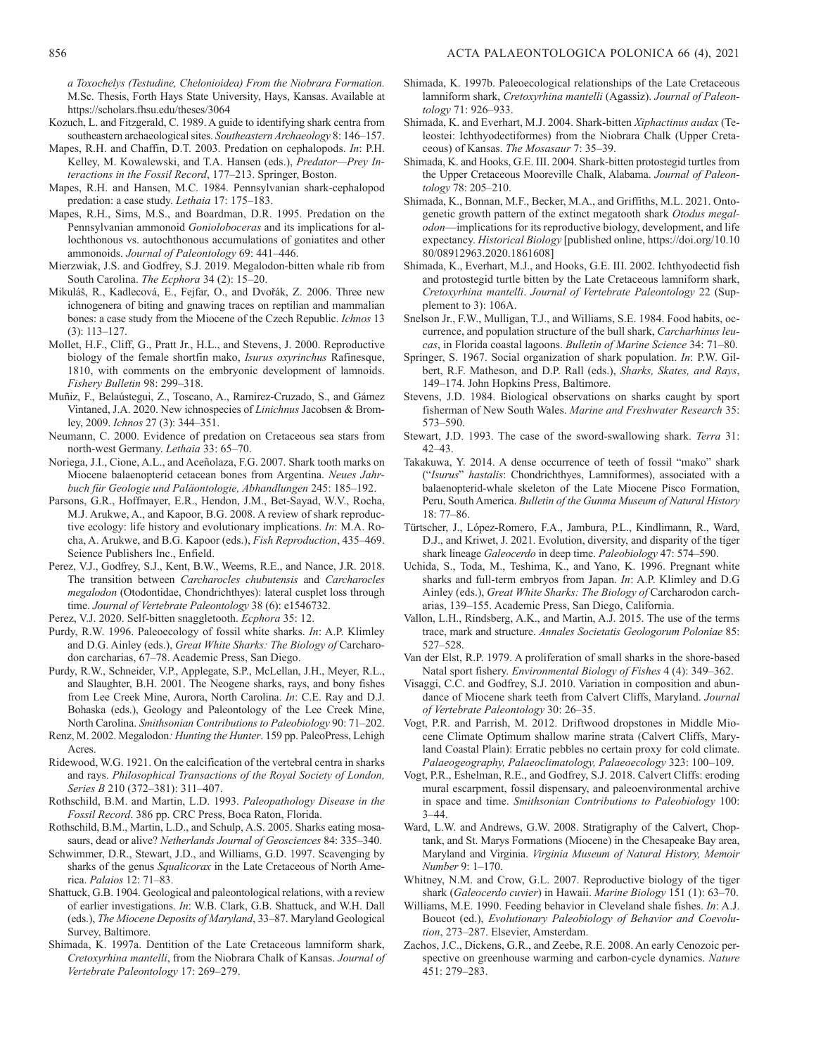*a Toxochelys (Testudine, Chelonioidea) From the Niobrara Formation.* M.Sc. Thesis, Forth Hays State University, Hays, Kansas. Available at https://scholars.fhsu.edu/theses/3064

Kozuch, L. and Fitzgerald, C. 1989. A guide to identifying shark centra from southeastern archaeological sites. *Southeastern Archaeology* 8: 146–157.

Mapes, R.H. and Chaffin, D.T. 2003. Predation on cephalopods. *In*: P.H. Kelley, M. Kowalewski, and T.A. Hansen (eds.), *Predator—Prey Interactions in the Fossil Record*, 177–213. Springer, Boston.

Mapes, R.H. and Hansen, M.C. 1984. Pennsylvanian shark-cephalopod predation: a case study. *Lethaia* 17: 175–183.

Mapes, R.H., Sims, M.S., and Boardman, D.R. 1995. Predation on the Pennsylvanian ammonoid *Gonioloboceras* and its implications for allochthonous vs. autochthonous accumulations of goniatites and other ammonoids. *Journal of Paleontology* 69: 441–446.

Mierzwiak, J.S. and Godfrey, S.J. 2019. Megalodon-bitten whale rib from South Carolina. *The Ecphora* 34 (2): 15–20.

Mikuláš, R., Kadlecová, E., Fejfar, O., and Dvořák, Z. 2006. Three new ichnogenera of biting and gnawing traces on reptilian and mammalian bones: a case study from the Miocene of the Czech Republic. *Ichnos* 13 (3): 113–127.

Mollet, H.F., Cliff, G., Pratt Jr., H.L., and Stevens, J. 2000. Reproductive biology of the female shortfin mako, *Isurus oxyrinchus* Rafinesque, 1810, with comments on the embryonic development of lamnoids. *Fishery Bulletin* 98: 299–318.

Muñiz, F., Belaústegui, Z., Toscano, A., Ramirez-Cruzado, S., and Gámez Vintaned, J.A. 2020. New ichnospecies of *Linichnus* Jacobsen & Bromley, 2009. *Ichnos* 27 (3): 344–351.

Neumann, C. 2000. Evidence of predation on Cretaceous sea stars from north-west Germany. *Lethaia* 33: 65–70.

Noriega, J.I., Cione, A.L., and Aceñolaza, F.G. 2007. Shark tooth marks on Miocene balaenopterid cetacean bones from Argentina. *Neues Jahrbuch für Geologie und Paläontologie, Abhandlungen* 245: 185–192.

Parsons, G.R., Hoffmayer, E.R., Hendon, J.M., Bet-Sayad, W.V., Rocha, M.J. Arukwe, A., and Kapoor, B.G. 2008. A review of shark reproductive ecology: life history and evolutionary implications. *In*: M.A. Rocha, A. Arukwe, and B.G. Kapoor (eds.), *Fish Reproduction*, 435–469. Science Publishers Inc., Enfield.

Perez, V.J., Godfrey, S.J., Kent, B.W., Weems, R.E., and Nance, J.R. 2018. The transition between *Carcharocles chubutensis* and *Carcharocles megalodon* (Otodontidae, Chondrichthyes): lateral cusplet loss through time. *Journal of Vertebrate Paleontology* 38 (6): e1546732.

Perez, V.J. 2020. Self-bitten snaggletooth. *Ecphora* 35: 12.

Purdy, R.W. 1996. Paleoecology of fossil white sharks. *In*: A.P. Klimley and D.G. Ainley (eds.), *Great White Sharks: The Biology of* Carcharodon carcharias, 67–78. Academic Press, San Diego.

Purdy, R.W., Schneider, V.P., Applegate, S.P., McLellan, J.H., Meyer, R.L., and Slaughter, B.H. 2001. The Neogene sharks, rays, and bony fishes from Lee Creek Mine, Aurora, North Carolina. *In*: C.E. Ray and D.J. Bohaska (eds.), Geology and Paleontology of the Lee Creek Mine, North Carolina. *Smithsonian Contributions to Paleobiology* 90: 71–202.

Renz, M. 2002. Megalodon*: Hunting the Hunter*. 159 pp. PaleoPress, Lehigh Acres.

Ridewood, W.G. 1921. On the calcification of the vertebral centra in sharks and rays. *Philosophical Transactions of the Royal Society of London, Series B* 210 (372–381): 311–407.

Rothschild, B.M. and Martin, L.D. 1993. *Paleopathology Disease in the Fossil Record*. 386 pp. CRC Press, Boca Raton, Florida.

Rothschild, B.M., Martin, L.D., and Schulp, A.S. 2005. Sharks eating mosasaurs, dead or alive? *Netherlands Journal of Geosciences* 84: 335–340.

Schwimmer, D.R., Stewart, J.D., and Williams, G.D. 1997. Scavenging by sharks of the genus *Squalicorax* in the Late Cretaceous of North America. *Palaios* 12: 71–83.

Shattuck, G.B. 1904. Geological and paleontological relations, with a review of earlier investigations. *In*: W.B. Clark, G.B. Shattuck, and W.H. Dall (eds.), *The Miocene Deposits of Maryland*, 33–87. Maryland Geological Survey, Baltimore.

Shimada, K. 1997a. Dentition of the Late Cretaceous lamniform shark, *Cretoxyrhina mantelli*, from the Niobrara Chalk of Kansas. *Journal of Vertebrate Paleontology* 17: 269–279.

Shimada, K. 1997b. Paleoecological relationships of the Late Cretaceous lamniform shark, *Cretoxyrhina mantelli* (Agassiz). *Journal of Paleontology* 71: 926–933.

Shimada, K. and Everhart, M.J. 2004. Shark-bitten *Xiphactinus audax* (Teleostei: Ichthyodectiformes) from the Niobrara Chalk (Upper Cretaceous) of Kansas. *The Mosasaur* 7: 35–39.

Shimada, K. and Hooks, G.E. III. 2004. Shark-bitten protostegid turtles from the Upper Cretaceous Mooreville Chalk, Alabama. *Journal of Paleontology* 78: 205–210.

Shimada, K., Bonnan, M.F., Becker, M.A., and Griffiths, M.L. 2021. Ontogenetic growth pattern of the extinct megatooth shark *Otodus megalodon*—implications for its reproductive biology, development, and life expectancy. *Historical Biology* [published online, https://doi.org/10.1080/08912963.2020.1861608]

Shimada, K., Everhart, M.J., and Hooks, G.E. III. 2002. Ichthyodectid fish and protostegid turtle bitten by the Late Cretaceous lamniform shark, *Cretoxyrhina mantelli*. *Journal of Vertebrate Paleontology* 22 (Supplement to 3): 106A.

Snelson Jr., F.W., Mulligan, T.J., and Williams, S.E. 1984. Food habits, occurrence, and population structure of the bull shark, *Carcharhinus leucas*, in Florida coastal lagoons. *Bulletin of Marine Science* 34: 71–80.

Springer, S. 1967. Social organization of shark population. *In*: P.W. Gilbert, R.F. Matheson, and D.P. Rall (eds.), *Sharks, Skates, and Rays*, 149–174. John Hopkins Press, Baltimore.

Stevens, J.D. 1984. Biological observations on sharks caught by sport fisherman of New South Wales. *Marine and Freshwater Research* 35: 573–590.

Stewart, J.D. 1993. The case of the sword-swallowing shark. *Terra* 31: 42–43.

Takakuwa, Y. 2014. A dense occurrence of teeth of fossil "mako" shark ("*Isurus*" *hastalis*: Chondrichthyes, Lamniformes), associated with a balaenopterid-whale skeleton of the Late Miocene Pisco Formation, Peru, South America. *Bulletin of the Gunma Museum of Natural History* 18: 77–86.

Türtscher, J., López-Romero, F.A., Jambura, P.L., Kindlimann, R., Ward, D.J., and Kriwet, J. 2021. Evolution, diversity, and disparity of the tiger shark lineage *Galeocerdo* in deep time. *Paleobiology* 47: 574–590.

Uchida, S., Toda, M., Teshima, K., and Yano, K. 1996. Pregnant white sharks and full-term embryos from Japan. *In*: A.P. Klimley and D.G Ainley (eds.), *Great White Sharks: The Biology of* Carcharodon carcharias, 139–155. Academic Press, San Diego, California.

Vallon, L.H., Rindsberg, A.K., and Martin, A.J. 2015. The use of the terms trace, mark and structure. *Annales Societatis Geologorum Poloniae* 85: 527–528.

Van der Elst, R.P. 1979. A proliferation of small sharks in the shore-based Natal sport fishery. *Environmental Biology of Fishes* 4 (4): 349–362.

Visaggi, C.C. and Godfrey, S.J. 2010. Variation in composition and abundance of Miocene shark teeth from Calvert Cliffs, Maryland. *Journal of Vertebrate Paleontology* 30: 26–35.

Vogt, P.R. and Parrish, M. 2012. Driftwood dropstones in Middle Miocene Climate Optimum shallow marine strata (Calvert Cliffs, Maryland Coastal Plain): Erratic pebbles no certain proxy for cold climate. *Palaeogeography, Palaeoclimatology, Palaeoecology* 323: 100–109.

Vogt, P.R., Eshelman, R.E., and Godfrey, S.J. 2018. Calvert Cliffs: eroding mural escarpment, fossil dispensary, and paleoenvironmental archive in space and time. *Smithsonian Contributions to Paleobiology* 100: 3–44.

Ward, L.W. and Andrews, G.W. 2008. Stratigraphy of the Calvert, Choptank, and St. Marys Formations (Miocene) in the Chesapeake Bay area, Maryland and Virginia. *Virginia Museum of Natural History, Memoir Number* 9: 1–170.

Whitney, N.M. and Crow, G.L. 2007. Reproductive biology of the tiger shark (*Galeocerdo cuvier*) in Hawaii. *Marine Biology* 151 (1): 63–70.

Williams, M.E. 1990. Feeding behavior in Cleveland shale fishes. *In*: A.J. Boucot (ed.), *Evolutionary Paleobiology of Behavior and Coevolution*, 273–287. Elsevier, Amsterdam.

Zachos, J.C., Dickens, G.R., and Zeebe, R.E. 2008. An early Cenozoic perspective on greenhouse warming and carbon-cycle dynamics. *Nature* 451: 279–283.